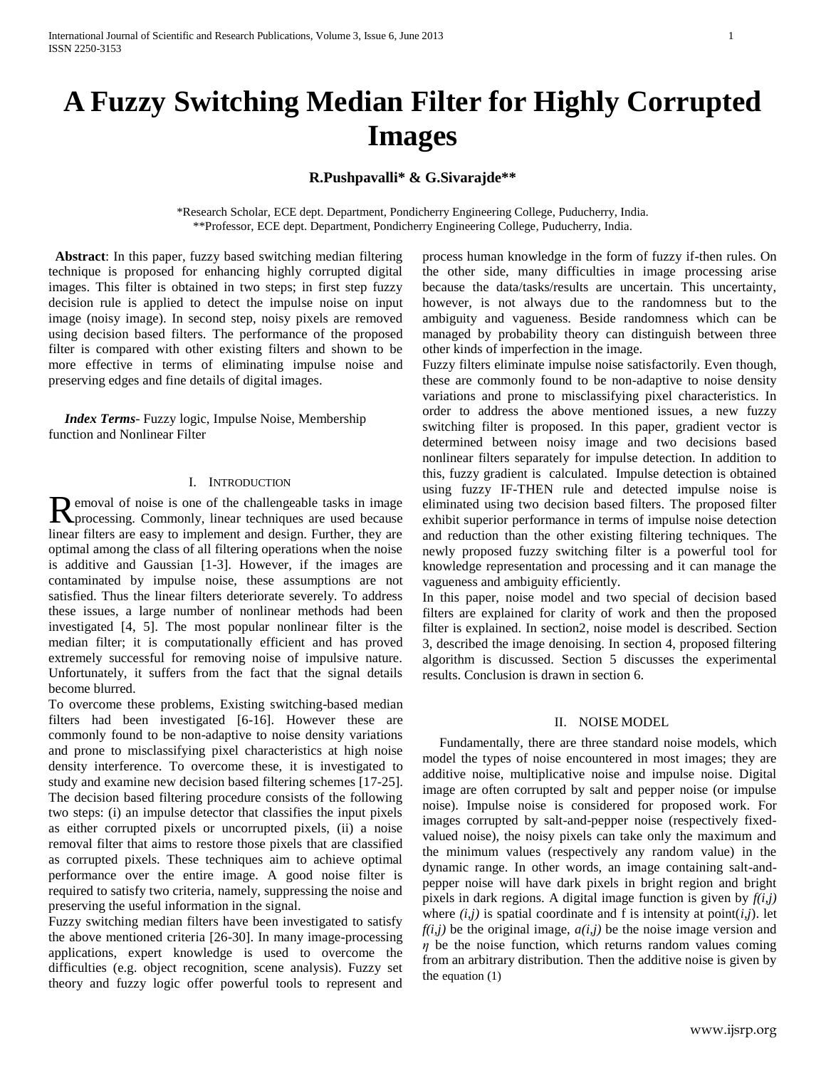# A Fuzzy Switching Median Filter for Highly Corrupted Images

**R.Pushpavalli\* & G.Sivarajde\*\***

\*Research Scholar, ECE dept. Department, Pondicherry Engineering College, Puducherry, India.
\*\*Professor, ECE dept. Department, Pondicherry Engineering College, Puducherry, India.

**Abstract**: In this paper, fuzzy based switching median filtering technique is proposed for enhancing highly corrupted digital images. This filter is obtained in two steps; in first step fuzzy decision rule is applied to detect the impulse noise on input image (noisy image). In second step, noisy pixels are removed using decision based filters. The performance of the proposed filter is compared with other existing filters and shown to be more effective in terms of eliminating impulse noise and preserving edges and fine details of digital images.

***Index Terms***- Fuzzy logic, Impulse Noise, Membership function and Nonlinear Filter

## I. Introduction

Removal of noise is one of the challengeable tasks in image processing. Commonly, linear techniques are used because linear filters are easy to implement and design. Further, they are optimal among the class of all filtering operations when the noise is additive and Gaussian [1-3]. However, if the images are contaminated by impulse noise, these assumptions are not satisfied. Thus the linear filters deteriorate severely. To address these issues, a large number of nonlinear methods had been investigated [4, 5]. The most popular nonlinear filter is the median filter; it is computationally efficient and has proved extremely successful for removing noise of impulsive nature. Unfortunately, it suffers from the fact that the signal details become blurred.

To overcome these problems, Existing switching-based median filters had been investigated [6-16]. However these are commonly found to be non-adaptive to noise density variations and prone to misclassifying pixel characteristics at high noise density interference. To overcome these, it is investigated to study and examine new decision based filtering schemes [17-25]. The decision based filtering procedure consists of the following two steps: (i) an impulse detector that classifies the input pixels as either corrupted pixels or uncorrupted pixels, (ii) a noise removal filter that aims to restore those pixels that are classified as corrupted pixels. These techniques aim to achieve optimal performance over the entire image. A good noise filter is required to satisfy two criteria, namely, suppressing the noise and preserving the useful information in the signal.

Fuzzy switching median filters have been investigated to satisfy the above mentioned criteria [26-30]. In many image-processing applications, expert knowledge is used to overcome the difficulties (e.g. object recognition, scene analysis). Fuzzy set theory and fuzzy logic offer powerful tools to represent and process human knowledge in the form of fuzzy if-then rules. On the other side, many difficulties in image processing arise because the data/tasks/results are uncertain. This uncertainty, however, is not always due to the randomness but to the ambiguity and vagueness. Beside randomness which can be managed by probability theory can distinguish between three other kinds of imperfection in the image.

Fuzzy filters eliminate impulse noise satisfactorily. Even though, these are commonly found to be non-adaptive to noise density variations and prone to misclassifying pixel characteristics. In order to address the above mentioned issues, a new fuzzy switching filter is proposed. In this paper, gradient vector is determined between noisy image and two decisions based nonlinear filters separately for impulse detection. In addition to this, fuzzy gradient is calculated. Impulse detection is obtained using fuzzy IF-THEN rule and detected impulse noise is eliminated using two decision based filters. The proposed filter exhibit superior performance in terms of impulse noise detection and reduction than the other existing filtering techniques. The newly proposed fuzzy switching filter is a powerful tool for knowledge representation and processing and it can manage the vagueness and ambiguity efficiently.

In this paper, noise model and two special of decision based filters are explained for clarity of work and then the proposed filter is explained. In section2, noise model is described. Section 3, described the image denoising. In section 4, proposed filtering algorithm is discussed. Section 5 discusses the experimental results. Conclusion is drawn in section 6.

## II. Noise Model

Fundamentally, there are three standard noise models, which model the types of noise encountered in most images; they are additive noise, multiplicative noise and impulse noise. Digital image are often corrupted by salt and pepper noise (or impulse noise). Impulse noise is considered for proposed work. For images corrupted by salt-and-pepper noise (respectively fixed-valued noise), the noisy pixels can take only the maximum and the minimum values (respectively any random value) in the dynamic range. In other words, an image containing salt-and-pepper noise will have dark pixels in bright region and bright pixels in dark regions. A digital image function is given by $f(i,j)$ where $(i,j)$ is spatial coordinate and f is intensity at point$(i,j)$. let $f(i,j)$ be the original image, $a(i,j)$ be the noise image version and $\eta$ be the noise function, which returns random values coming from an arbitrary distribution. Then the additive noise is given by the equation (1)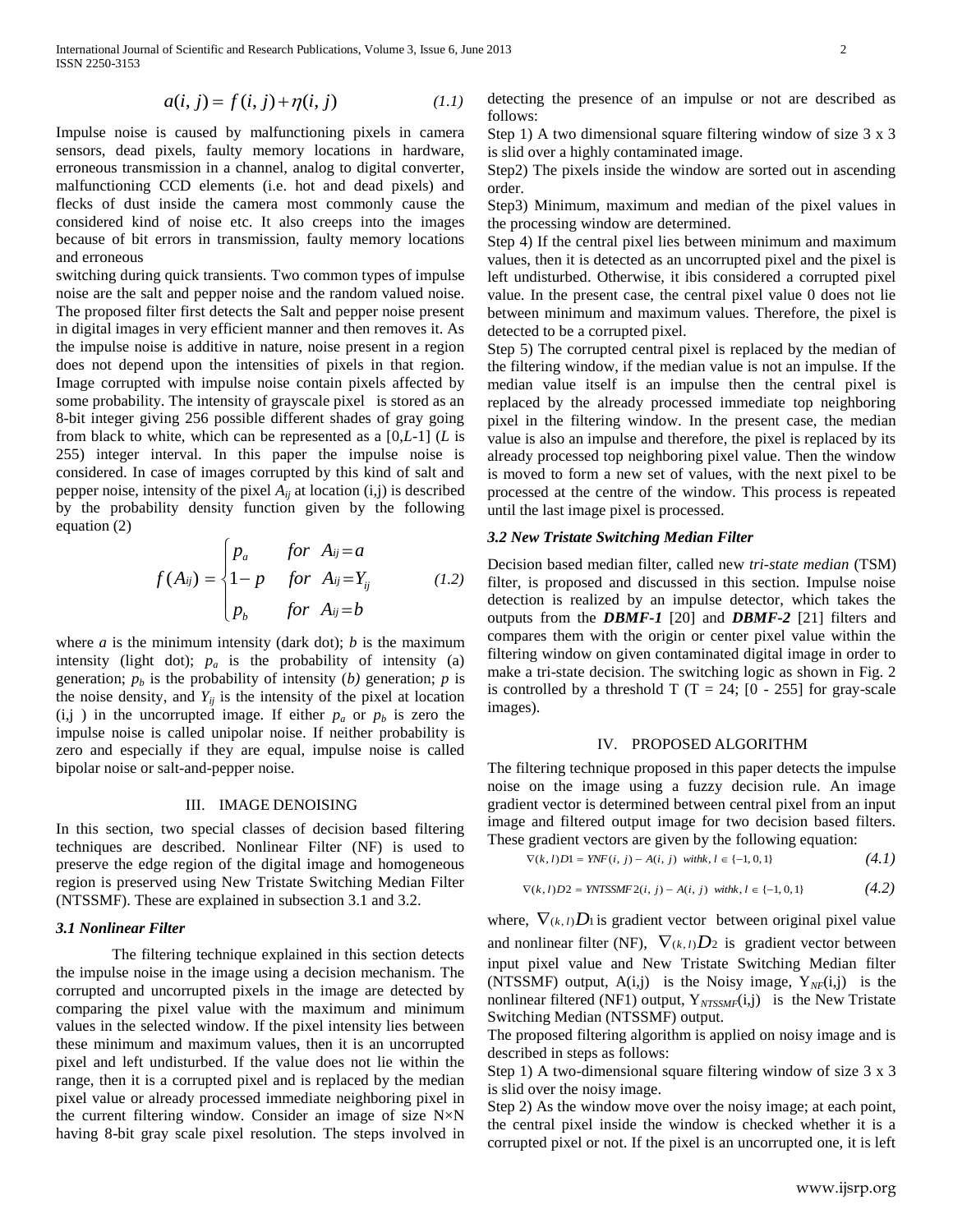$$a(i, j) = f(i, j) + \eta(i, j) \tag{1.1}$$

Impulse noise is caused by malfunctioning pixels in camera sensors, dead pixels, faulty memory locations in hardware, erroneous transmission in a channel, analog to digital converter, malfunctioning CCD elements (i.e. hot and dead pixels) and flecks of dust inside the camera most commonly cause the considered kind of noise etc. It also creeps into the images because of bit errors in transmission, faulty memory locations and erroneous

switching during quick transients. Two common types of impulse noise are the salt and pepper noise and the random valued noise. The proposed filter first detects the Salt and pepper noise present in digital images in very efficient manner and then removes it. As the impulse noise is additive in nature, noise present in a region does not depend upon the intensities of pixels in that region. Image corrupted with impulse noise contain pixels affected by some probability. The intensity of grayscale pixel is stored as an 8-bit integer giving 256 possible different shades of gray going from black to white, which can be represented as a $[0,L\text{-}1]$ ($L$ is 255) integer interval. In this paper the impulse noise is considered. In case of images corrupted by this kind of salt and pepper noise, intensity of the pixel $A_{ij}$ at location (i,j) is described by the probability density function given by the following equation (2)

$$f(A_{ij}) = \begin{cases} p_a & for \;\; A_{ij} = a \\ 1 - p & for \;\; A_{ij} = Y_{ij} \\ p_b & for \;\; A_{ij} = b \end{cases} \tag{1.2}$$

where $a$ is the minimum intensity (dark dot); $b$ is the maximum intensity (light dot); $p_a$ is the probability of intensity (a) generation; $p_b$ is the probability of intensity ($b$) generation; $p$ is the noise density, and $Y_{ij}$ is the intensity of the pixel at location (i,j ) in the uncorrupted image. If either $p_a$ or $p_b$ is zero the impulse noise is called unipolar noise. If neither probability is zero and especially if they are equal, impulse noise is called bipolar noise or salt-and-pepper noise.

## III. IMAGE DENOISING

In this section, two special classes of decision based filtering techniques are described. Nonlinear Filter (NF) is used to preserve the edge region of the digital image and homogeneous region is preserved using New Tristate Switching Median Filter (NTSSMF). These are explained in subsection 3.1 and 3.2.

### *3.1 Nonlinear Filter*

The filtering technique explained in this section detects the impulse noise in the image using a decision mechanism. The corrupted and uncorrupted pixels in the image are detected by comparing the pixel value with the maximum and minimum values in the selected window. If the pixel intensity lies between these minimum and maximum values, then it is an uncorrupted pixel and left undisturbed. If the value does not lie within the range, then it is a corrupted pixel and is replaced by the median pixel value or already processed immediate neighboring pixel in the current filtering window. Consider an image of size N×N having 8-bit gray scale pixel resolution. The steps involved in detecting the presence of an impulse or not are described as follows:

Step 1) A two dimensional square filtering window of size 3 x 3 is slid over a highly contaminated image.

Step2) The pixels inside the window are sorted out in ascending order.

Step3) Minimum, maximum and median of the pixel values in the processing window are determined.

Step 4) If the central pixel lies between minimum and maximum values, then it is detected as an uncorrupted pixel and the pixel is left undisturbed. Otherwise, it ibis considered a corrupted pixel value. In the present case, the central pixel value 0 does not lie between minimum and maximum values. Therefore, the pixel is detected to be a corrupted pixel.

Step 5) The corrupted central pixel is replaced by the median of the filtering window, if the median value is not an impulse. If the median value itself is an impulse then the central pixel is replaced by the already processed immediate top neighboring pixel in the filtering window. In the present case, the median value is also an impulse and therefore, the pixel is replaced by its already processed top neighboring pixel value. Then the window is moved to form a new set of values, with the next pixel to be processed at the centre of the window. This process is repeated until the last image pixel is processed.

### *3.2 New Tristate Switching Median Filter*

Decision based median filter, called new *tri-state median* (TSM) filter, is proposed and discussed in this section. Impulse noise detection is realized by an impulse detector, which takes the outputs from the ***DBMF-1*** [20] and ***DBMF-2*** [21] filters and compares them with the origin or center pixel value within the filtering window on given contaminated digital image in order to make a tri-state decision. The switching logic as shown in Fig. 2 is controlled by a threshold T (T = 24; [0 - 255] for gray-scale images).

## IV. PROPOSED ALGORITHM

The filtering technique proposed in this paper detects the impulse noise on the image using a fuzzy decision rule. An image gradient vector is determined between central pixel from an input image and filtered output image for two decision based filters. These gradient vectors are given by the following equation:

$$\nabla(k,l)D1 = YNF(i, j) - A(i, j) \;\; with k, l \in \{-1, 0, 1\} \tag{4.1}$$

$$\nabla(k,l)D2 = YNTSSMF2(i, j) - A(i, j) \;\; with k, l \in \{-1, 0, 1\} \tag{4.2}$$

where, $\nabla_{(k,l)}D_1$ is gradient vector between original pixel value and nonlinear filter (NF), $\nabla_{(k,l)}D_2$ is gradient vector between input pixel value and New Tristate Switching Median filter (NTSSMF) output, A(i,j) is the Noisy image, $Y_{NF}(i,j)$ is the nonlinear filtered (NF1) output, $Y_{NTSSMF}(i,j)$ is the New Tristate Switching Median (NTSSMF) output.

The proposed filtering algorithm is applied on noisy image and is described in steps as follows:

Step 1) A two-dimensional square filtering window of size 3 x 3 is slid over the noisy image.

Step 2) As the window move over the noisy image; at each point, the central pixel inside the window is checked whether it is a corrupted pixel or not. If the pixel is an uncorrupted one, it is left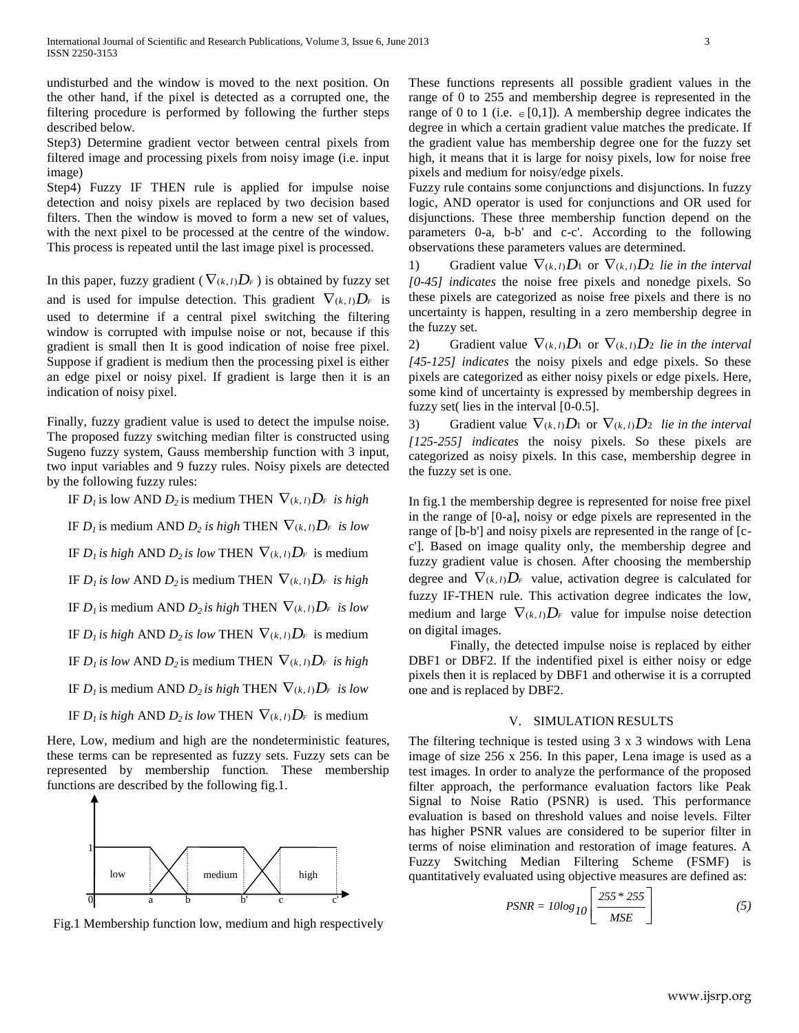undisturbed and the window is moved to the next position. On the other hand, if the pixel is detected as a corrupted one, the filtering procedure is performed by following the further steps described below.

Step3) Determine gradient vector between central pixels from filtered image and processing pixels from noisy image (i.e. input image)

Step4) Fuzzy IF THEN rule is applied for impulse noise detection and noisy pixels are replaced by two decision based filters. Then the window is moved to form a new set of values, with the next pixel to be processed at the centre of the window. This process is repeated until the last image pixel is processed.

In this paper, fuzzy gradient ( $\nabla_{(k,l)}D_F$ ) is obtained by fuzzy set and is used for impulse detection. This gradient $\nabla_{(k,l)}D_F$ is used to determine if a central pixel switching the filtering window is corrupted with impulse noise or not, because if this gradient is small then It is good indication of noise free pixel. Suppose if gradient is medium then the processing pixel is either an edge pixel or noisy pixel. If gradient is large then it is an indication of noisy pixel.

Finally, fuzzy gradient value is used to detect the impulse noise. The proposed fuzzy switching median filter is constructed using Sugeno fuzzy system, Gauss membership function with 3 input, two input variables and 9 fuzzy rules. Noisy pixels are detected by the following fuzzy rules:

IF $D_1$ is low AND $D_2$ is medium THEN $\nabla_{(k,l)}D_F$ *is high*

IF $D_1$ is medium AND $D_2$ *is high* THEN $\nabla_{(k,l)}D_F$ *is low*

IF $D_1$ *is high* AND $D_2$ *is low* THEN $\nabla_{(k,l)}D_F$ is medium

IF $D_1$ *is low* AND $D_2$ is medium THEN $\nabla_{(k,l)}D_F$ *is high*

IF $D_1$ is medium AND $D_2$ *is high* THEN $\nabla_{(k,l)}D_F$ *is low*

IF $D_1$ *is high* AND $D_2$ *is low* THEN $\nabla_{(k,l)}D_F$ is medium

IF $D_1$ *is low* AND $D_2$ is medium THEN $\nabla_{(k,l)}D_F$ *is high*

IF $D_1$ is medium AND $D_2$ *is high* THEN $\nabla_{(k,l)}D_F$ *is low*

IF $D_1$ *is high* AND $D_2$ *is low* THEN $\nabla_{(k,l)}D_F$ is medium

Here, Low, medium and high are the nondeterministic features, these terms can be represented as fuzzy sets. Fuzzy sets can be represented by membership function. These membership functions are described by the following fig.1.

Fig.1 Membership function low, medium and high respectively

These functions represents all possible gradient values in the range of 0 to 255 and membership degree is represented in the range of 0 to 1 (i.e. $\in$ [0,1]). A membership degree indicates the degree in which a certain gradient value matches the predicate. If the gradient value has membership degree one for the fuzzy set high, it means that it is large for noisy pixels, low for noise free pixels and medium for noisy/edge pixels.

Fuzzy rule contains some conjunctions and disjunctions. In fuzzy logic, AND operator is used for conjunctions and OR used for disjunctions. These three membership function depend on the parameters 0-a, b-b' and c-c'. According to the following observations these parameters values are determined.

1) Gradient value $\nabla_{(k,l)}D_1$ or $\nabla_{(k,l)}D_2$ *lie in the interval [0-45] indicates* the noise free pixels and nonedge pixels. So these pixels are categorized as noise free pixels and there is no uncertainty is happen, resulting in a zero membership degree in the fuzzy set.

2) Gradient value $\nabla_{(k,l)}D_1$ or $\nabla_{(k,l)}D_2$ *lie in the interval [45-125] indicates* the noisy pixels and edge pixels. So these pixels are categorized as either noisy pixels or edge pixels. Here, some kind of uncertainty is expressed by membership degrees in fuzzy set( lies in the interval [0-0.5].

3) Gradient value $\nabla_{(k,l)}D_1$ or $\nabla_{(k,l)}D_2$ *lie in the interval [125-255] indicates* the noisy pixels. So these pixels are categorized as noisy pixels. In this case, membership degree in the fuzzy set is one.

In fig.1 the membership degree is represented for noise free pixel in the range of [0-a], noisy or edge pixels are represented in the range of [b-b'] and noisy pixels are represented in the range of [c-c']. Based on image quality only, the membership degree and fuzzy gradient value is chosen. After choosing the membership degree and $\nabla_{(k,l)}D_F$ value, activation degree is calculated for fuzzy IF-THEN rule. This activation degree indicates the low, medium and large $\nabla_{(k,l)}D_F$ value for impulse noise detection on digital images.

Finally, the detected impulse noise is replaced by either DBF1 or DBF2. If the indentified pixel is either noisy or edge pixels then it is replaced by DBF1 and otherwise it is a corrupted one and is replaced by DBF2.

## V. SIMULATION RESULTS

The filtering technique is tested using 3 x 3 windows with Lena image of size 256 x 256. In this paper, Lena image is used as a test images. In order to analyze the performance of the proposed filter approach, the performance evaluation factors like Peak Signal to Noise Ratio (PSNR) is used. This performance evaluation is based on threshold values and noise levels. Filter has higher PSNR values are considered to be superior filter in terms of noise elimination and restoration of image features. A Fuzzy Switching Median Filtering Scheme (FSMF) is quantitatively evaluated using objective measures are defined as:

$$PSNR = 10\log_{10}\left[\frac{255 * 255}{MSE}\right] \tag{5}$$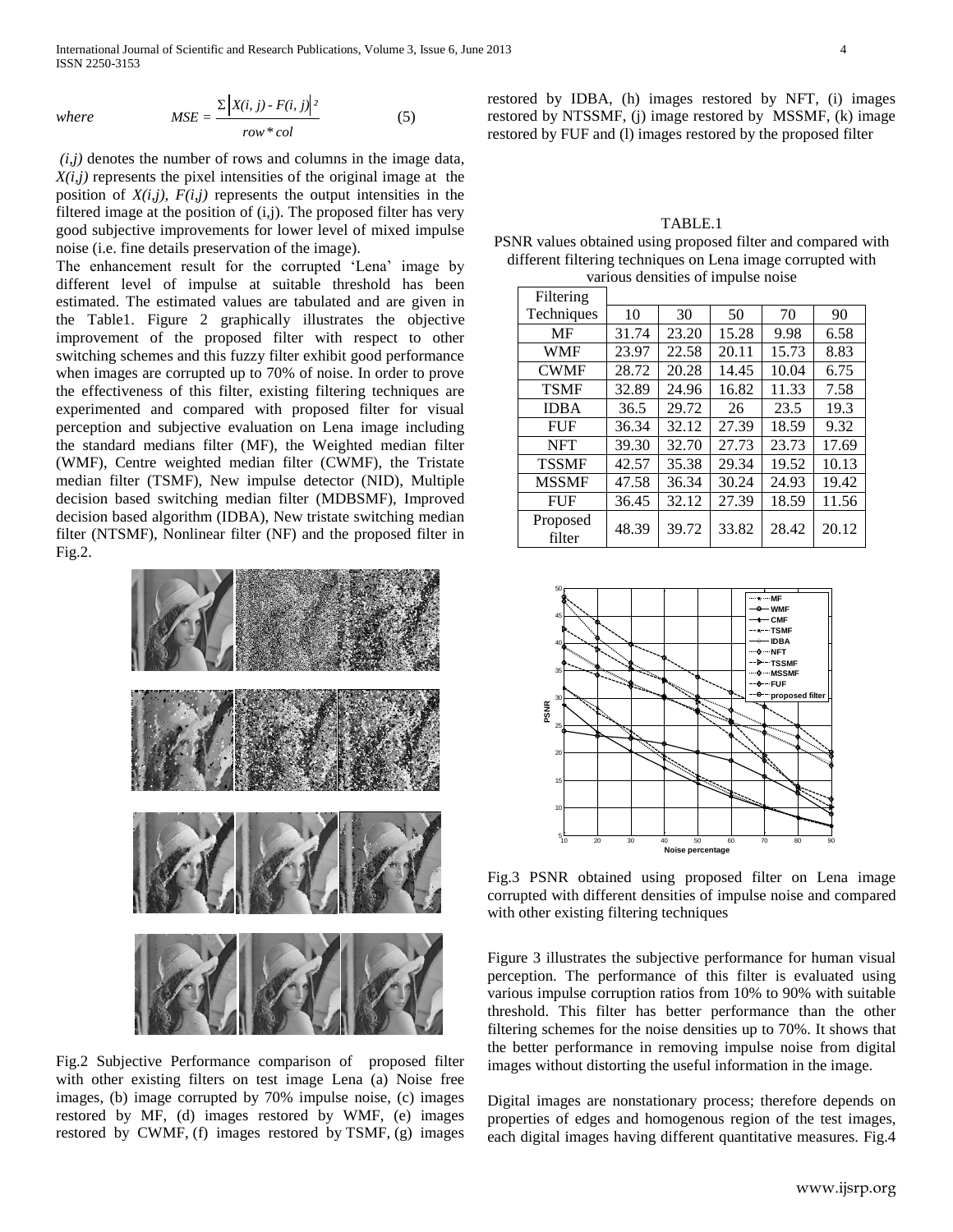$$where \qquad MSE = \frac{\sum |X(i,j) - F(i,j)|^2}{row * col} \qquad (5)$$

*(i,j)* denotes the number of rows and columns in the image data, *X(i,j)* represents the pixel intensities of the original image at the position of *X(i,j), F(i,j)* represents the output intensities in the filtered image at the position of (i,j). The proposed filter has very good subjective improvements for lower level of mixed impulse noise (i.e. fine details preservation of the image).

The enhancement result for the corrupted 'Lena' image by different level of impulse at suitable threshold has been estimated. The estimated values are tabulated and are given in the Table1. Figure 2 graphically illustrates the objective improvement of the proposed filter with respect to other switching schemes and this fuzzy filter exhibit good performance when images are corrupted up to 70% of noise. In order to prove the effectiveness of this filter, existing filtering techniques are experimented and compared with proposed filter for visual perception and subjective evaluation on Lena image including the standard medians filter (MF), the Weighted median filter (WMF), Centre weighted median filter (CWMF), the Tristate median filter (TSMF), New impulse detector (NID), Multiple decision based switching median filter (MDBSMF), Improved decision based algorithm (IDBA), New tristate switching median filter (NTSMF), Nonlinear filter (NF) and the proposed filter in Fig.2.

Fig.2 Subjective Performance comparison of proposed filter with other existing filters on test image Lena (a) Noise free images, (b) image corrupted by 70% impulse noise, (c) images restored by MF, (d) images restored by WMF, (e) images restored by CWMF, (f) images restored by TSMF, (g) images restored by IDBA, (h) images restored by NFT, (i) images restored by NTSSMF, (j) image restored by MSSMF, (k) image restored by FUF and (l) images restored by the proposed filter

TABLE.1
PSNR values obtained using proposed filter and compared with different filtering techniques on Lena image corrupted with various densities of impulse noise

| Filtering Techniques | 10 | 30 | 50 | 70 | 90 |
|---|---|---|---|---|---|
| MF | 31.74 | 23.20 | 15.28 | 9.98 | 6.58 |
| WMF | 23.97 | 22.58 | 20.11 | 15.73 | 8.83 |
| CWMF | 28.72 | 20.28 | 14.45 | 10.04 | 6.75 |
| TSMF | 32.89 | 24.96 | 16.82 | 11.33 | 7.58 |
| IDBA | 36.5 | 29.72 | 26 | 23.5 | 19.3 |
| FUF | 36.34 | 32.12 | 27.39 | 18.59 | 9.32 |
| NFT | 39.30 | 32.70 | 27.73 | 23.73 | 17.69 |
| TSSMF | 42.57 | 35.38 | 29.34 | 19.52 | 10.13 |
| MSSMF | 47.58 | 36.34 | 30.24 | 24.93 | 19.42 |
| FUF | 36.45 | 32.12 | 27.39 | 18.59 | 11.56 |
| Proposed filter | 48.39 | 39.72 | 33.82 | 28.42 | 20.12 |

Fig.3 PSNR obtained using proposed filter on Lena image corrupted with different densities of impulse noise and compared with other existing filtering techniques

Figure 3 illustrates the subjective performance for human visual perception. The performance of this filter is evaluated using various impulse corruption ratios from 10% to 90% with suitable threshold. This filter has better performance than the other filtering schemes for the noise densities up to 70%. It shows that the better performance in removing impulse noise from digital images without distorting the useful information in the image.

Digital images are nonstationary process; therefore depends on properties of edges and homogenous region of the test images, each digital images having different quantitative measures. Fig.4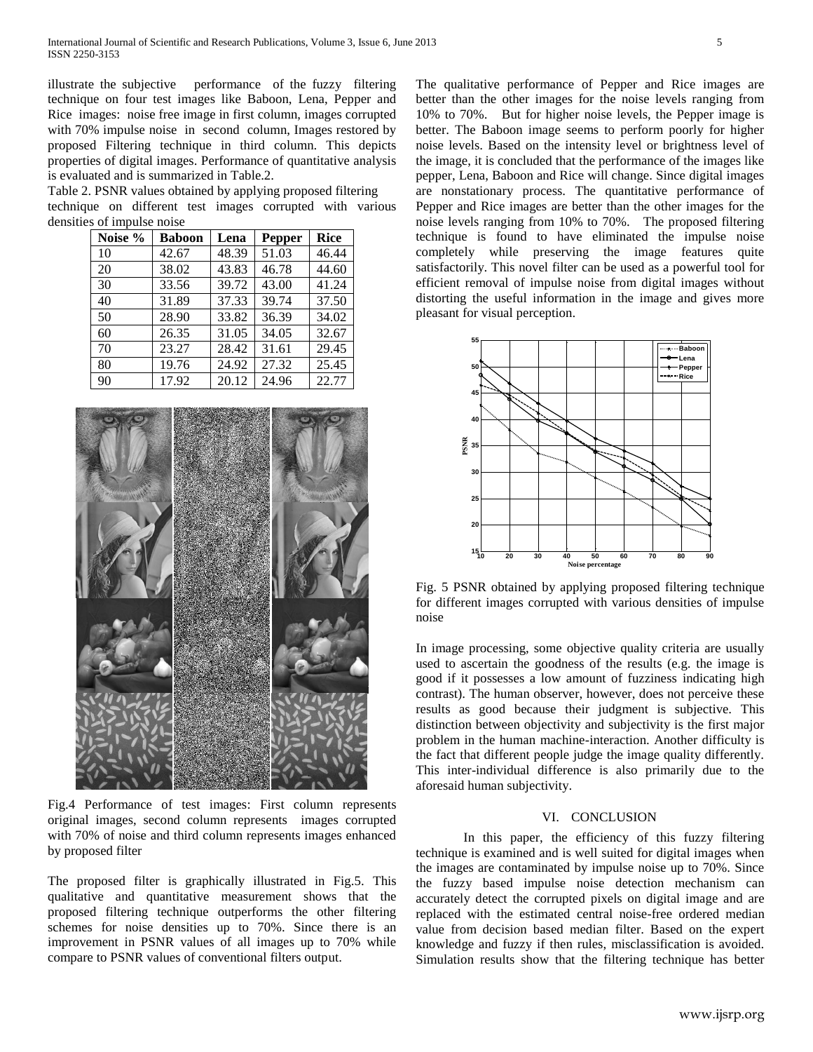illustrate the subjective performance of the fuzzy filtering technique on four test images like Baboon, Lena, Pepper and Rice images: noise free image in first column, images corrupted with 70% impulse noise in second column, Images restored by proposed Filtering technique in third column. This depicts properties of digital images. Performance of quantitative analysis is evaluated and is summarized in Table.2.

Table 2. PSNR values obtained by applying proposed filtering technique on different test images corrupted with various densities of impulse noise

| Noise % | Baboon | Lena | Pepper | Rice |
|---|---|---|---|---|
| 10 | 42.67 | 48.39 | 51.03 | 46.44 |
| 20 | 38.02 | 43.83 | 46.78 | 44.60 |
| 30 | 33.56 | 39.72 | 43.00 | 41.24 |
| 40 | 31.89 | 37.33 | 39.74 | 37.50 |
| 50 | 28.90 | 33.82 | 36.39 | 34.02 |
| 60 | 26.35 | 31.05 | 34.05 | 32.67 |
| 70 | 23.27 | 28.42 | 31.61 | 29.45 |
| 80 | 19.76 | 24.92 | 27.32 | 25.45 |
| 90 | 17.92 | 20.12 | 24.96 | 22.77 |

Fig.4 Performance of test images: First column represents original images, second column represents images corrupted with 70% of noise and third column represents images enhanced by proposed filter

The proposed filter is graphically illustrated in Fig.5. This qualitative and quantitative measurement shows that the proposed filtering technique outperforms the other filtering schemes for noise densities up to 70%. Since there is an improvement in PSNR values of all images up to 70% while compare to PSNR values of conventional filters output.

The qualitative performance of Pepper and Rice images are better than the other images for the noise levels ranging from 10% to 70%. But for higher noise levels, the Pepper image is better. The Baboon image seems to perform poorly for higher noise levels. Based on the intensity level or brightness level of the image, it is concluded that the performance of the images like pepper, Lena, Baboon and Rice will change. Since digital images are nonstationary process. The quantitative performance of Pepper and Rice images are better than the other images for the noise levels ranging from 10% to 70%. The proposed filtering technique is found to have eliminated the impulse noise completely while preserving the image features quite satisfactorily. This novel filter can be used as a powerful tool for efficient removal of impulse noise from digital images without distorting the useful information in the image and gives more pleasant for visual perception.

Fig. 5 PSNR obtained by applying proposed filtering technique for different images corrupted with various densities of impulse noise

In image processing, some objective quality criteria are usually used to ascertain the goodness of the results (e.g. the image is good if it possesses a low amount of fuzziness indicating high contrast). The human observer, however, does not perceive these results as good because their judgment is subjective. This distinction between objectivity and subjectivity is the first major problem in the human machine-interaction. Another difficulty is the fact that different people judge the image quality differently. This inter-individual difference is also primarily due to the aforesaid human subjectivity.

## VI. CONCLUSION

In this paper, the efficiency of this fuzzy filtering technique is examined and is well suited for digital images when the images are contaminated by impulse noise up to 70%. Since the fuzzy based impulse noise detection mechanism can accurately detect the corrupted pixels on digital image and are replaced with the estimated central noise-free ordered median value from decision based median filter. Based on the expert knowledge and fuzzy if then rules, misclassification is avoided. Simulation results show that the filtering technique has better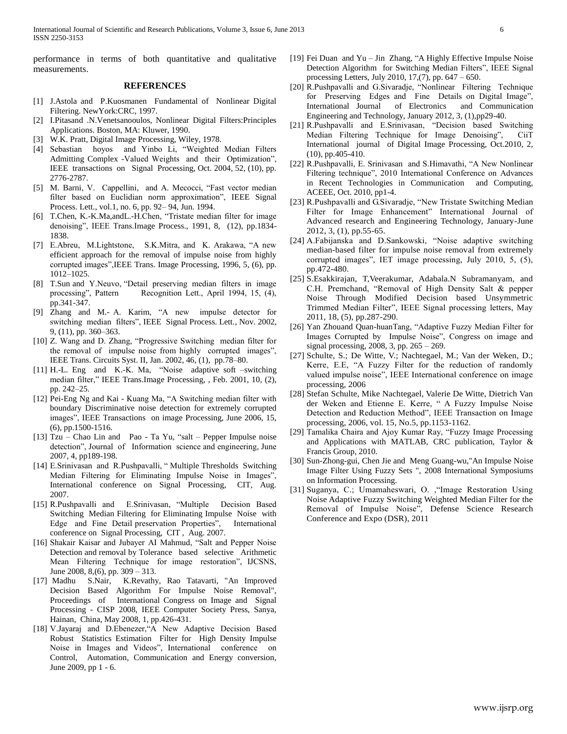performance in terms of both quantitative and qualitative measurements.

## REFERENCES

[1] J.Astola and P.Kuosmanen Fundamental of Nonlinear Digital Filtering. NewYork:CRC, 1997.

[2] I.Pitasand .N.Venetsanooulos, Nonlinear Digital Filters:Principles Applications. Boston, MA: Kluwer, 1990.

[3] W.K. Pratt, Digital Image Processing, Wiley, 1978.

[4] Sebastian hoyos and Yinbo Li, "Weighted Median Filters Admitting Complex -Valued Weights and their Optimization", IEEE transactions on Signal Processing, Oct. 2004, 52, (10), pp. 2776-2787.

[5] M. Barni, V. Cappellini, and A. Mecocci, "Fast vector median filter based on Euclidian norm approximation", IEEE Signal Process. Lett., vol.1, no. 6, pp. 92– 94, Jun. 1994.

[6] T.Chen, K.-K.Ma,andL.-H.Chen, "Tristate median filter for image denoising", IEEE Trans.Image Process., 1991, 8, (12), pp.1834-1838.

[7] E.Abreu, M.Lightstone, S.K.Mitra, and K. Arakawa, "A new efficient approach for the removal of impulse noise from highly corrupted images",IEEE Trans. Image Processing, 1996, 5, (6), pp. 1012–1025.

[8] T.Sun and Y.Neuvo, "Detail preserving median filters in image processing", Pattern Recognition Lett., April 1994, 15, (4), pp.341-347.

[9] Zhang and M.- A. Karim, "A new impulse detector for switching median filters", IEEE Signal Process. Lett., Nov. 2002, 9, (11), pp. 360–363.

[10] Z. Wang and D. Zhang, "Progressive Switching median filter for the removal of impulse noise from highly corrupted images", IEEE Trans. Circuits Syst. II, Jan. 2002, 46, (1), pp.78–80.

[11] H.-L. Eng and K.-K. Ma, "Noise adaptive soft –switching median filter," IEEE Trans.Image Processing, , Feb. 2001, 10, (2), pp. 242–25.

[12] Pei-Eng Ng and Kai - Kuang Ma, "A Switching median filter with boundary Discriminative noise detection for extremely corrupted images", IEEE Transactions on image Processing, June 2006, 15, (6), pp.1500-1516.

[13] Tzu – Chao Lin and Pao - Ta Yu, "salt – Pepper Impulse noise detection", Journal of Information science and engineering, June 2007, 4, pp189-198.

[14] E.Srinivasan and R.Pushpavalli, " Multiple Thresholds Switching Median Filtering for Eliminating Impulse Noise in Images", International conference on Signal Processing, CIT, Aug. 2007.

[15] R.Pushpavalli and E.Srinivasan, "Multiple Decision Based Switching Median Filtering for Eliminating Impulse Noise with Edge and Fine Detail preservation Properties", International conference on Signal Processing, CIT , Aug. 2007.

[16] Shakair Kaisar and Jubayer AI Mahmud, "Salt and Pepper Noise Detection and removal by Tolerance based selective Arithmetic Mean Filtering Technique for image restoration", IJCSNS, June 2008, 8,(6), pp. 309 – 313.

[17] Madhu S.Nair, K.Revathy, Rao Tatavarti, "An Improved Decision Based Algorithm For Impulse Noise Removal", Proceedings of International Congress on Image and Signal Processing - CISP 2008, IEEE Computer Society Press, Sanya, Hainan, China, May 2008, 1, pp.426-431.

[18] V.Jayaraj and D.Ebenezer,"A New Adaptive Decision Based Robust Statistics Estimation Filter for High Density Impulse Noise in Images and Videos", International conference on Control, Automation, Communication and Energy conversion, June 2009, pp 1 - 6.

[19] Fei Duan and Yu – Jin Zhang, "A Highly Effective Impulse Noise Detection Algorithm for Switching Median Filters", IEEE Signal processing Letters, July 2010, 17,(7), pp. 647 – 650.

[20] R.Pushpavalli and G.Sivaradje, "Nonlinear Filtering Technique for Preserving Edges and Fine Details on Digital Image", International Journal of Electronics and Communication Engineering and Technology, January 2012, 3, (1),pp29-40.

[21] R.Pushpavalli and E.Srinivasan, "Decision based Switching Median Filtering Technique for Image Denoising", CiiT International journal of Digital Image Processing, Oct.2010, 2, (10), pp.405-410.

[22] R.Pushpavalli, E. Srinivasan and S.Himavathi, "A New Nonlinear Filtering technique", 2010 International Conference on Advances in Recent Technologies in Communication and Computing, ACEEE, Oct. 2010, pp1-4.

[23] R.Pushpavalli and G.Sivaradje, "New Tristate Switching Median Filter for Image Enhancement" International Journal of Advanced research and Engineering Technology, January-June 2012, 3, (1), pp.55-65.

[24] A.Fabijanska and D.Sankowski, "Noise adaptive switching median-based filter for impulse noise removal from extremely corrupted images", IET image processing, July 2010, 5, (5), pp.472-480.

[25] S.Esakkirajan, T,Veerakumar, Adabala.N Subramanyam, and C.H. Premchand, "Removal of High Density Salt & pepper Noise Through Modified Decision based Unsymmetric Trimmed Median Filter", IEEE Signal processing letters, May 2011, 18, (5), pp.287-290.

[26] Yan Zhouand Quan-huanTang, "Adaptive Fuzzy Median Filter for Images Corrupted by Impulse Noise", Congress on image and signal processing, 2008, 3, pp. 265 – 269.

[27] Schulte, S.; De Witte, V.; Nachtegael, M.; Van der Weken, D.; Kerre, E.E, "A Fuzzy Filter for the reduction of randomly valued impulse noise", IEEE International conference on image processing, 2006

[28] Stefan Schulte, Mike Nachtegael, Valerie De Witte, Dietrich Van der Weken and Etienne E. Kerre, " A Fuzzy Impulse Noise Detection and Reduction Method", IEEE Transaction on Image processing, 2006, vol. 15, No.5, pp.1153-1162.

[29] Tamalika Chaira and Ajoy Kumar Ray, "Fuzzy Image Processing and Applications with MATLAB, CRC publication, Taylor & Francis Group, 2010.

[30] Sun-Zhong-gui, Chen Jie and Meng Guang-wu,"An Impulse Noise Image Filter Using Fuzzy Sets ", 2008 International Symposiums on Information Processing.

[31] Suganya, C.; Umamaheswari, O. ,"Image Restoration Using Noise Adaptive Fuzzy Switching Weighted Median Filter for the Removal of Impulse Noise", Defense Science Research Conference and Expo (DSR), 2011